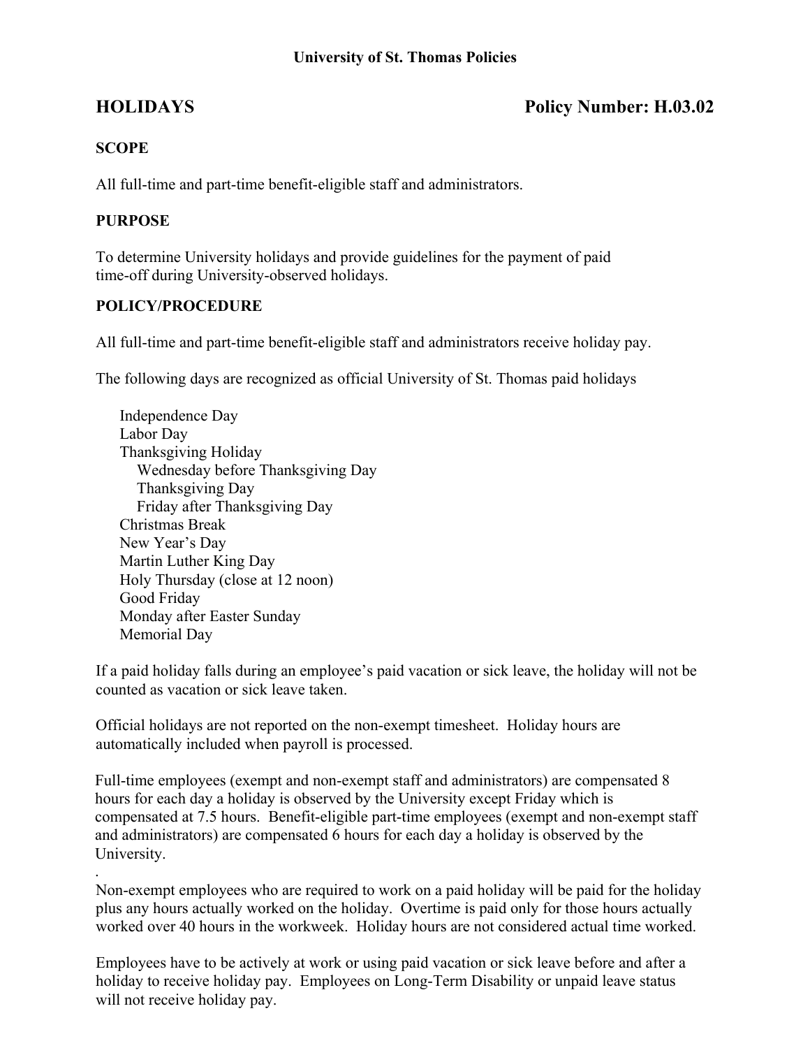**University of St. Thomas Policies**

# HOLIDAYS Policy Number: H.03.02

## SCOPE

All full-time and part-time benefit-eligible staff and administrators.

## PURPOSE

To determine University holidays and provide guidelines for the payment of paid time-off during University-observed holidays.

## POLICY/PROCEDURE

All full-time and part-time benefit-eligible staff and administrators receive holiday pay.

The following days are recognized as official University of St. Thomas paid holidays

- Independence Day
- Labor Day
- Thanksgiving Holiday
  - Wednesday before Thanksgiving Day
  - Thanksgiving Day
  - Friday after Thanksgiving Day
- Christmas Break
- New Year's Day
- Martin Luther King Day
- Holy Thursday (close at 12 noon)
- Good Friday
- Monday after Easter Sunday
- Memorial Day

If a paid holiday falls during an employee's paid vacation or sick leave, the holiday will not be counted as vacation or sick leave taken.

Official holidays are not reported on the non-exempt timesheet. Holiday hours are automatically included when payroll is processed.

Full-time employees (exempt and non-exempt staff and administrators) are compensated 8 hours for each day a holiday is observed by the University except Friday which is compensated at 7.5 hours. Benefit-eligible part-time employees (exempt and non-exempt staff and administrators) are compensated 6 hours for each day a holiday is observed by the University.

Non-exempt employees who are required to work on a paid holiday will be paid for the holiday plus any hours actually worked on the holiday. Overtime is paid only for those hours actually worked over 40 hours in the workweek. Holiday hours are not considered actual time worked.

Employees have to be actively at work or using paid vacation or sick leave before and after a holiday to receive holiday pay. Employees on Long-Term Disability or unpaid leave status will not receive holiday pay.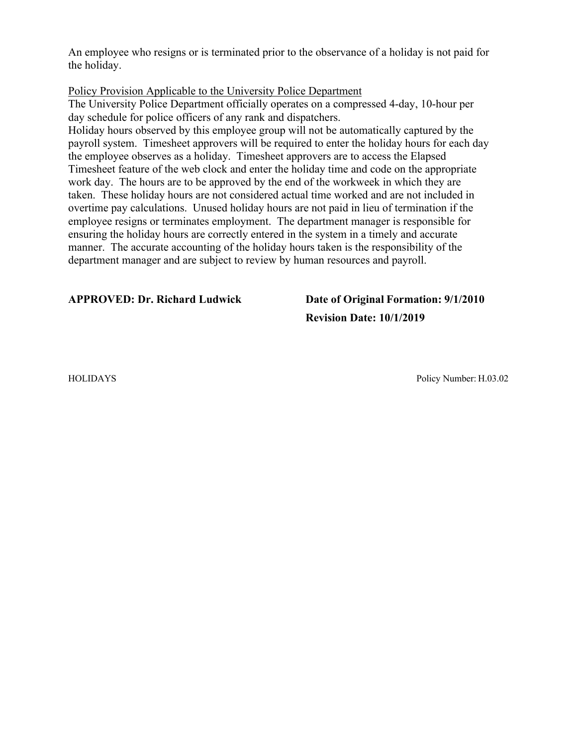An employee who resigns or is terminated prior to the observance of a holiday is not paid for the holiday.

Policy Provision Applicable to the University Police Department

The University Police Department officially operates on a compressed 4-day, 10-hour per day schedule for police officers of any rank and dispatchers.

Holiday hours observed by this employee group will not be automatically captured by the payroll system. Timesheet approvers will be required to enter the holiday hours for each day the employee observes as a holiday. Timesheet approvers are to access the Elapsed Timesheet feature of the web clock and enter the holiday time and code on the appropriate work day. The hours are to be approved by the end of the workweek in which they are taken. These holiday hours are not considered actual time worked and are not included in overtime pay calculations. Unused holiday hours are not paid in lieu of termination if the employee resigns or terminates employment. The department manager is responsible for ensuring the holiday hours are correctly entered in the system in a timely and accurate manner. The accurate accounting of the holiday hours taken is the responsibility of the department manager and are subject to review by human resources and payroll.

**APPROVED: Dr. Richard Ludwick**

**Date of Original Formation: 9/1/2010**

**Revision Date: 10/1/2019**